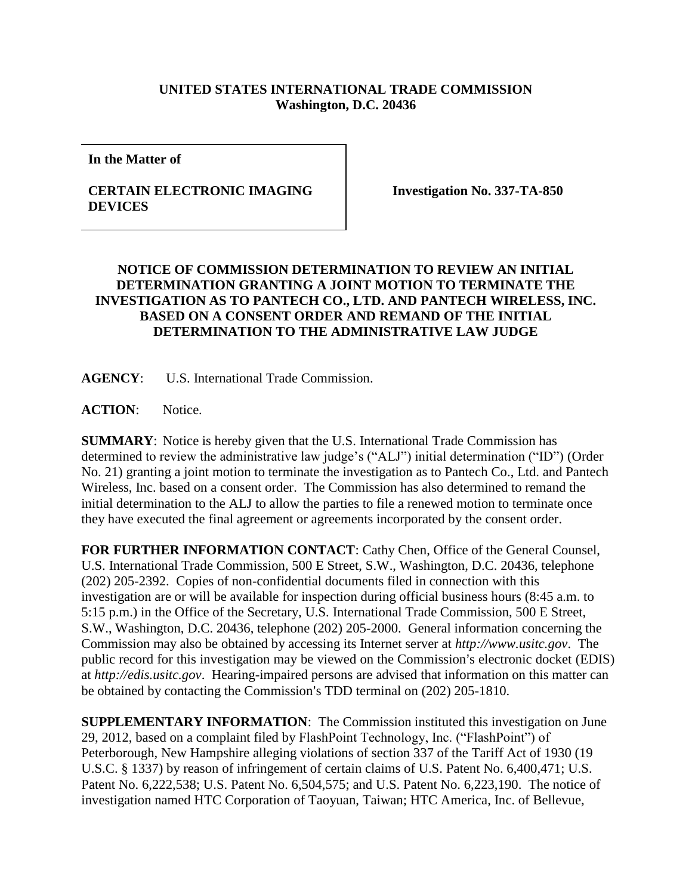**UNITED STATES INTERNATIONAL TRADE COMMISSION**
**Washington, D.C. 20436**

| **In the Matter of**<br><br>**CERTAIN ELECTRONIC IMAGING DEVICES** | **Investigation No. 337-TA-850** |
|---|---|

## NOTICE OF COMMISSION DETERMINATION TO REVIEW AN INITIAL DETERMINATION GRANTING A JOINT MOTION TO TERMINATE THE INVESTIGATION AS TO PANTECH CO., LTD. AND PANTECH WIRELESS, INC. BASED ON A CONSENT ORDER AND REMAND OF THE INITIAL DETERMINATION TO THE ADMINISTRATIVE LAW JUDGE

**AGENCY**: U.S. International Trade Commission.

**ACTION**: Notice.

**SUMMARY**: Notice is hereby given that the U.S. International Trade Commission has determined to review the administrative law judge's ("ALJ") initial determination ("ID") (Order No. 21) granting a joint motion to terminate the investigation as to Pantech Co., Ltd. and Pantech Wireless, Inc. based on a consent order. The Commission has also determined to remand the initial determination to the ALJ to allow the parties to file a renewed motion to terminate once they have executed the final agreement or agreements incorporated by the consent order.

**FOR FURTHER INFORMATION CONTACT**: Cathy Chen, Office of the General Counsel, U.S. International Trade Commission, 500 E Street, S.W., Washington, D.C. 20436, telephone (202) 205-2392. Copies of non-confidential documents filed in connection with this investigation are or will be available for inspection during official business hours (8:45 a.m. to 5:15 p.m.) in the Office of the Secretary, U.S. International Trade Commission, 500 E Street, S.W., Washington, D.C. 20436, telephone (202) 205-2000. General information concerning the Commission may also be obtained by accessing its Internet server at *http://www.usitc.gov*. The public record for this investigation may be viewed on the Commission's electronic docket (EDIS) at *http://edis.usitc.gov*. Hearing-impaired persons are advised that information on this matter can be obtained by contacting the Commission's TDD terminal on (202) 205-1810.

**SUPPLEMENTARY INFORMATION**: The Commission instituted this investigation on June 29, 2012, based on a complaint filed by FlashPoint Technology, Inc. ("FlashPoint") of Peterborough, New Hampshire alleging violations of section 337 of the Tariff Act of 1930 (19 U.S.C. § 1337) by reason of infringement of certain claims of U.S. Patent No. 6,400,471; U.S. Patent No. 6,222,538; U.S. Patent No. 6,504,575; and U.S. Patent No. 6,223,190. The notice of investigation named HTC Corporation of Taoyuan, Taiwan; HTC America, Inc. of Bellevue,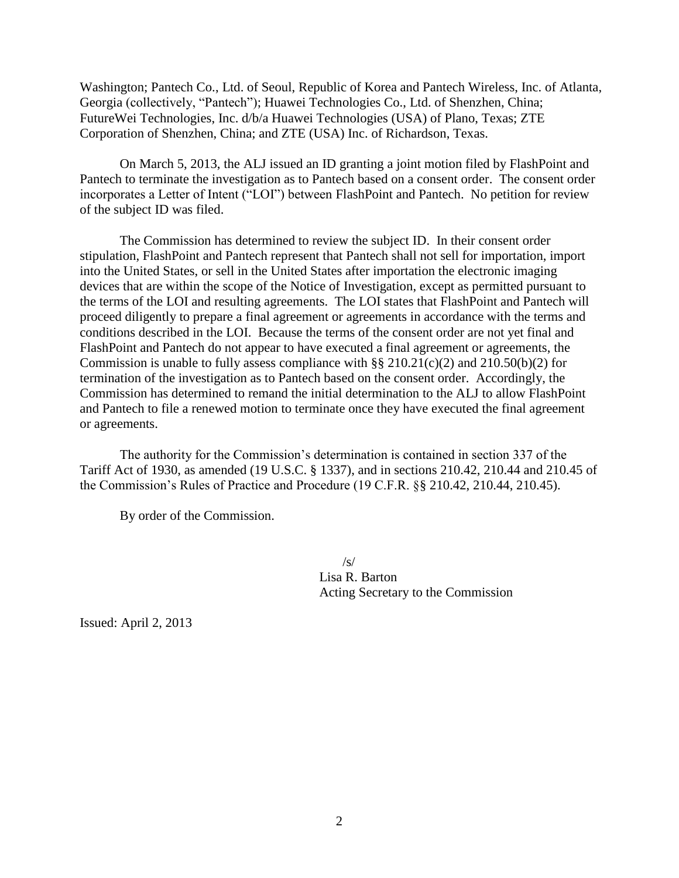Washington; Pantech Co., Ltd. of Seoul, Republic of Korea and Pantech Wireless, Inc. of Atlanta, Georgia (collectively, "Pantech"); Huawei Technologies Co., Ltd. of Shenzhen, China; FutureWei Technologies, Inc. d/b/a Huawei Technologies (USA) of Plano, Texas; ZTE Corporation of Shenzhen, China; and ZTE (USA) Inc. of Richardson, Texas.

On March 5, 2013, the ALJ issued an ID granting a joint motion filed by FlashPoint and Pantech to terminate the investigation as to Pantech based on a consent order. The consent order incorporates a Letter of Intent ("LOI") between FlashPoint and Pantech. No petition for review of the subject ID was filed.

The Commission has determined to review the subject ID. In their consent order stipulation, FlashPoint and Pantech represent that Pantech shall not sell for importation, import into the United States, or sell in the United States after importation the electronic imaging devices that are within the scope of the Notice of Investigation, except as permitted pursuant to the terms of the LOI and resulting agreements. The LOI states that FlashPoint and Pantech will proceed diligently to prepare a final agreement or agreements in accordance with the terms and conditions described in the LOI. Because the terms of the consent order are not yet final and FlashPoint and Pantech do not appear to have executed a final agreement or agreements, the Commission is unable to fully assess compliance with §§ 210.21(c)(2) and 210.50(b)(2) for termination of the investigation as to Pantech based on the consent order. Accordingly, the Commission has determined to remand the initial determination to the ALJ to allow FlashPoint and Pantech to file a renewed motion to terminate once they have executed the final agreement or agreements.

The authority for the Commission's determination is contained in section 337 of the Tariff Act of 1930, as amended (19 U.S.C. § 1337), and in sections 210.42, 210.44 and 210.45 of the Commission's Rules of Practice and Procedure (19 C.F.R. §§ 210.42, 210.44, 210.45).

By order of the Commission.

/s/
Lisa R. Barton
Acting Secretary to the Commission

Issued: April 2, 2013